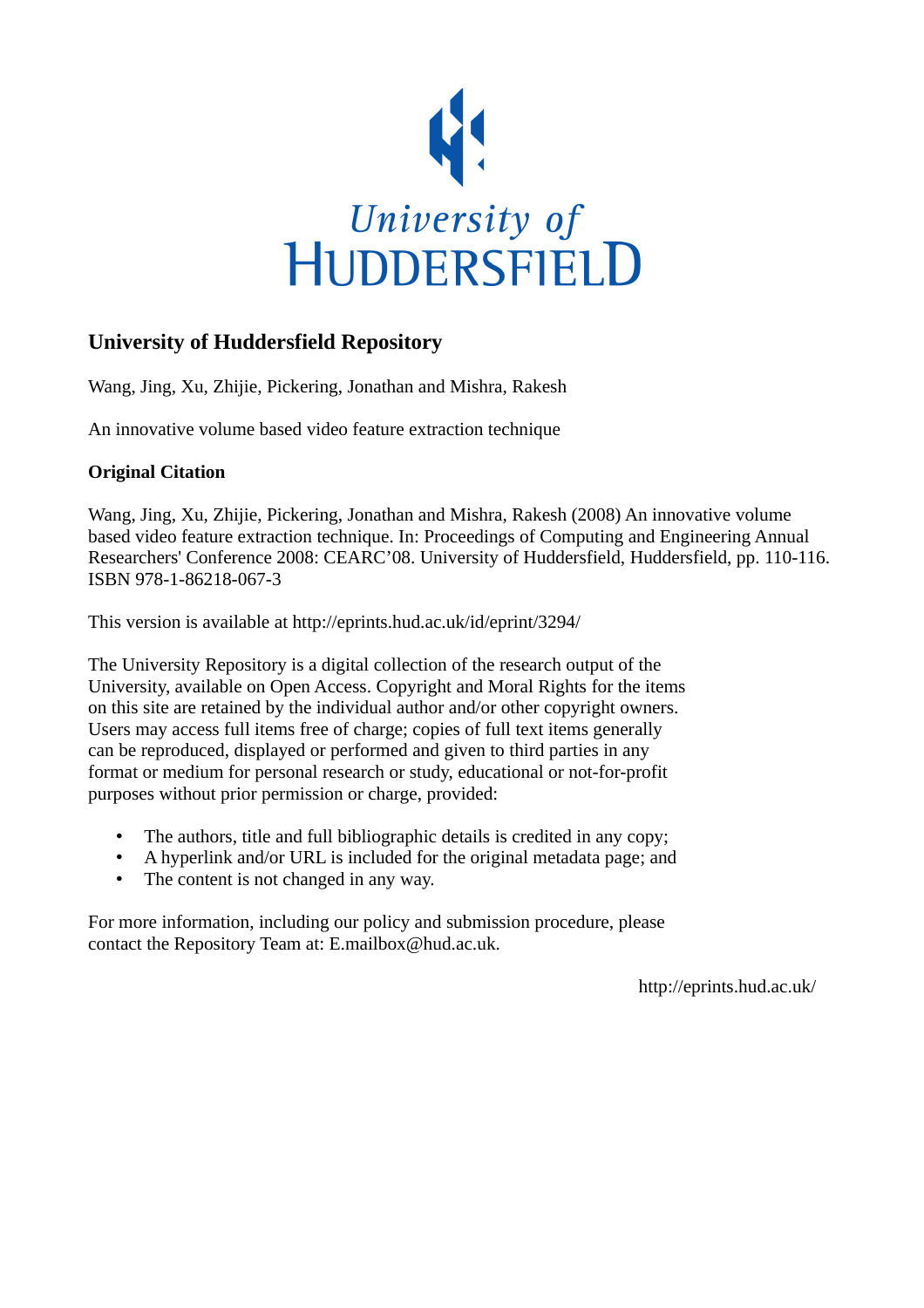University of HUDDERSFIELD

# University of Huddersfield Repository

Wang, Jing, Xu, Zhijie, Pickering, Jonathan and Mishra, Rakesh

An innovative volume based video feature extraction technique

**Original Citation**

Wang, Jing, Xu, Zhijie, Pickering, Jonathan and Mishra, Rakesh (2008) An innovative volume based video feature extraction technique. In: Proceedings of Computing and Engineering Annual Researchers' Conference 2008: CEARC'08. University of Huddersfield, Huddersfield, pp. 110-116. ISBN 978-1-86218-067-3

This version is available at http://eprints.hud.ac.uk/id/eprint/3294/

The University Repository is a digital collection of the research output of the University, available on Open Access. Copyright and Moral Rights for the items on this site are retained by the individual author and/or other copyright owners. Users may access full items free of charge; copies of full text items generally can be reproduced, displayed or performed and given to third parties in any format or medium for personal research or study, educational or not-for-profit purposes without prior permission or charge, provided:

- The authors, title and full bibliographic details is credited in any copy;
- A hyperlink and/or URL is included for the original metadata page; and
- The content is not changed in any way.

For more information, including our policy and submission procedure, please contact the Repository Team at: E.mailbox@hud.ac.uk.

http://eprints.hud.ac.uk/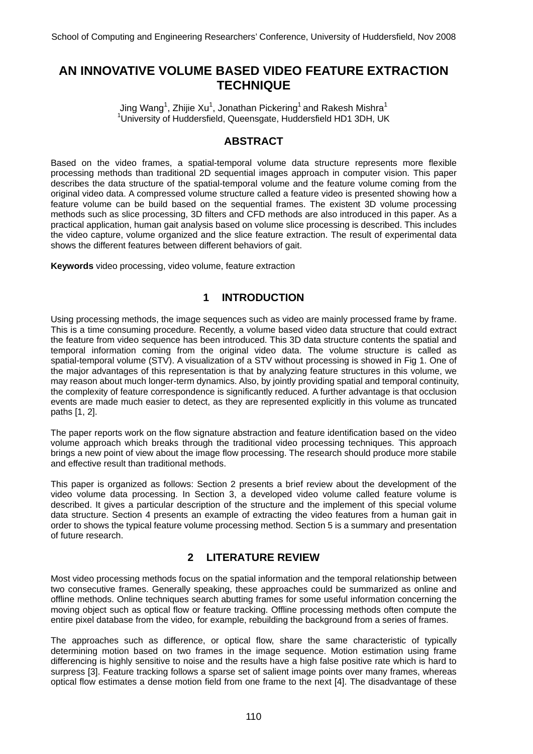# AN INNOVATIVE VOLUME BASED VIDEO FEATURE EXTRACTION TECHNIQUE

Jing Wang[1], Zhijie Xu[1], Jonathan Pickering[1] and Rakesh Mishra[1]
[1]University of Huddersfield, Queensgate, Huddersfield HD1 3DH, UK

## ABSTRACT

Based on the video frames, a spatial-temporal volume data structure represents more flexible processing methods than traditional 2D sequential images approach in computer vision. This paper describes the data structure of the spatial-temporal volume and the feature volume coming from the original video data. A compressed volume structure called a feature video is presented showing how a feature volume can be build based on the sequential frames. The existent 3D volume processing methods such as slice processing, 3D filters and CFD methods are also introduced in this paper. As a practical application, human gait analysis based on volume slice processing is described. This includes the video capture, volume organized and the slice feature extraction. The result of experimental data shows the different features between different behaviors of gait.

**Keywords** video processing, video volume, feature extraction

## 1 INTRODUCTION

Using processing methods, the image sequences such as video are mainly processed frame by frame. This is a time consuming procedure. Recently, a volume based video data structure that could extract the feature from video sequence has been introduced. This 3D data structure contents the spatial and temporal information coming from the original video data. The volume structure is called as spatial-temporal volume (STV). A visualization of a STV without processing is showed in Fig 1. One of the major advantages of this representation is that by analyzing feature structures in this volume, we may reason about much longer-term dynamics. Also, by jointly providing spatial and temporal continuity, the complexity of feature correspondence is significantly reduced. A further advantage is that occlusion events are made much easier to detect, as they are represented explicitly in this volume as truncated paths [1, 2].

The paper reports work on the flow signature abstraction and feature identification based on the video volume approach which breaks through the traditional video processing techniques. This approach brings a new point of view about the image flow processing. The research should produce more stabile and effective result than traditional methods.

This paper is organized as follows: Section 2 presents a brief review about the development of the video volume data processing. In Section 3, a developed video volume called feature volume is described. It gives a particular description of the structure and the implement of this special volume data structure. Section 4 presents an example of extracting the video features from a human gait in order to shows the typical feature volume processing method. Section 5 is a summary and presentation of future research.

## 2 LITERATURE REVIEW

Most video processing methods focus on the spatial information and the temporal relationship between two consecutive frames. Generally speaking, these approaches could be summarized as online and offline methods. Online techniques search abutting frames for some useful information concerning the moving object such as optical flow or feature tracking. Offline processing methods often compute the entire pixel database from the video, for example, rebuilding the background from a series of frames.

The approaches such as difference, or optical flow, share the same characteristic of typically determining motion based on two frames in the image sequence. Motion estimation using frame differencing is highly sensitive to noise and the results have a high false positive rate which is hard to surpress [3]. Feature tracking follows a sparse set of salient image points over many frames, whereas optical flow estimates a dense motion field from one frame to the next [4]. The disadvantage of these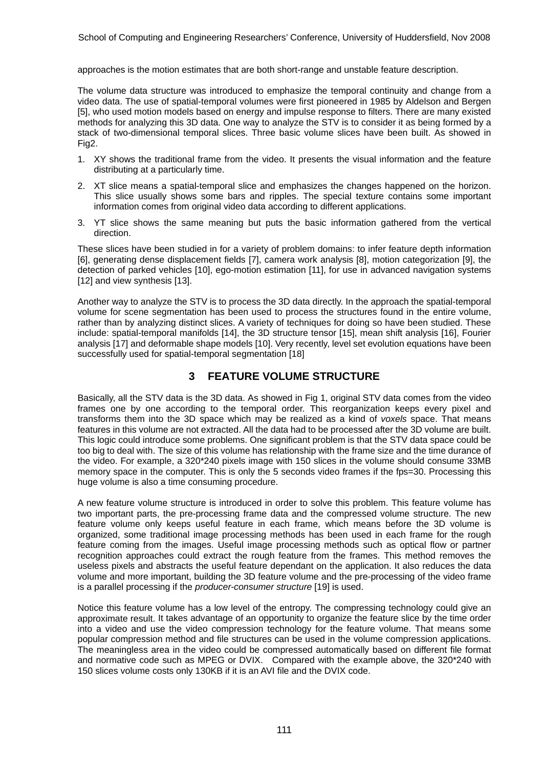approaches is the motion estimates that are both short-range and unstable feature description.

The volume data structure was introduced to emphasize the temporal continuity and change from a video data. The use of spatial-temporal volumes were first pioneered in 1985 by Aldelson and Bergen [5], who used motion models based on energy and impulse response to filters. There are many existed methods for analyzing this 3D data. One way to analyze the STV is to consider it as being formed by a stack of two-dimensional temporal slices. Three basic volume slices have been built. As showed in Fig2.

1. XY shows the traditional frame from the video. It presents the visual information and the feature distributing at a particularly time.
2. XT slice means a spatial-temporal slice and emphasizes the changes happened on the horizon. This slice usually shows some bars and ripples. The special texture contains some important information comes from original video data according to different applications.
3. YT slice shows the same meaning but puts the basic information gathered from the vertical direction.

These slices have been studied in for a variety of problem domains: to infer feature depth information [6], generating dense displacement fields [7], camera work analysis [8], motion categorization [9], the detection of parked vehicles [10], ego-motion estimation [11], for use in advanced navigation systems [12] and view synthesis [13].

Another way to analyze the STV is to process the 3D data directly. In the approach the spatial-temporal volume for scene segmentation has been used to process the structures found in the entire volume, rather than by analyzing distinct slices. A variety of techniques for doing so have been studied. These include: spatial-temporal manifolds [14], the 3D structure tensor [15], mean shift analysis [16], Fourier analysis [17] and deformable shape models [10]. Very recently, level set evolution equations have been successfully used for spatial-temporal segmentation [18]

## 3 FEATURE VOLUME STRUCTURE

Basically, all the STV data is the 3D data. As showed in Fig 1, original STV data comes from the video frames one by one according to the temporal order. This reorganization keeps every pixel and transforms them into the 3D space which may be realized as a kind of *voxels* space. That means features in this volume are not extracted. All the data had to be processed after the 3D volume are built. This logic could introduce some problems. One significant problem is that the STV data space could be too big to deal with. The size of this volume has relationship with the frame size and the time durance of the video. For example, a 320*240 pixels image with 150 slices in the volume should consume 33MB memory space in the computer. This is only the 5 seconds video frames if the fps=30. Processing this huge volume is also a time consuming procedure.

A new feature volume structure is introduced in order to solve this problem. This feature volume has two important parts, the pre-processing frame data and the compressed volume structure. The new feature volume only keeps useful feature in each frame, which means before the 3D volume is organized, some traditional image processing methods has been used in each frame for the rough feature coming from the images. Useful image processing methods such as optical flow or partner recognition approaches could extract the rough feature from the frames. This method removes the useless pixels and abstracts the useful feature dependant on the application. It also reduces the data volume and more important, building the 3D feature volume and the pre-processing of the video frame is a parallel processing if the *producer-consumer structure* [19] is used.

Notice this feature volume has a low level of the entropy. The compressing technology could give an approximate result. It takes advantage of an opportunity to organize the feature slice by the time order into a video and use the video compression technology for the feature volume. That means some popular compression method and file structures can be used in the volume compression applications. The meaningless area in the video could be compressed automatically based on different file format and normative code such as MPEG or DVIX. Compared with the example above, the 320*240 with 150 slices volume costs only 130KB if it is an AVI file and the DVIX code.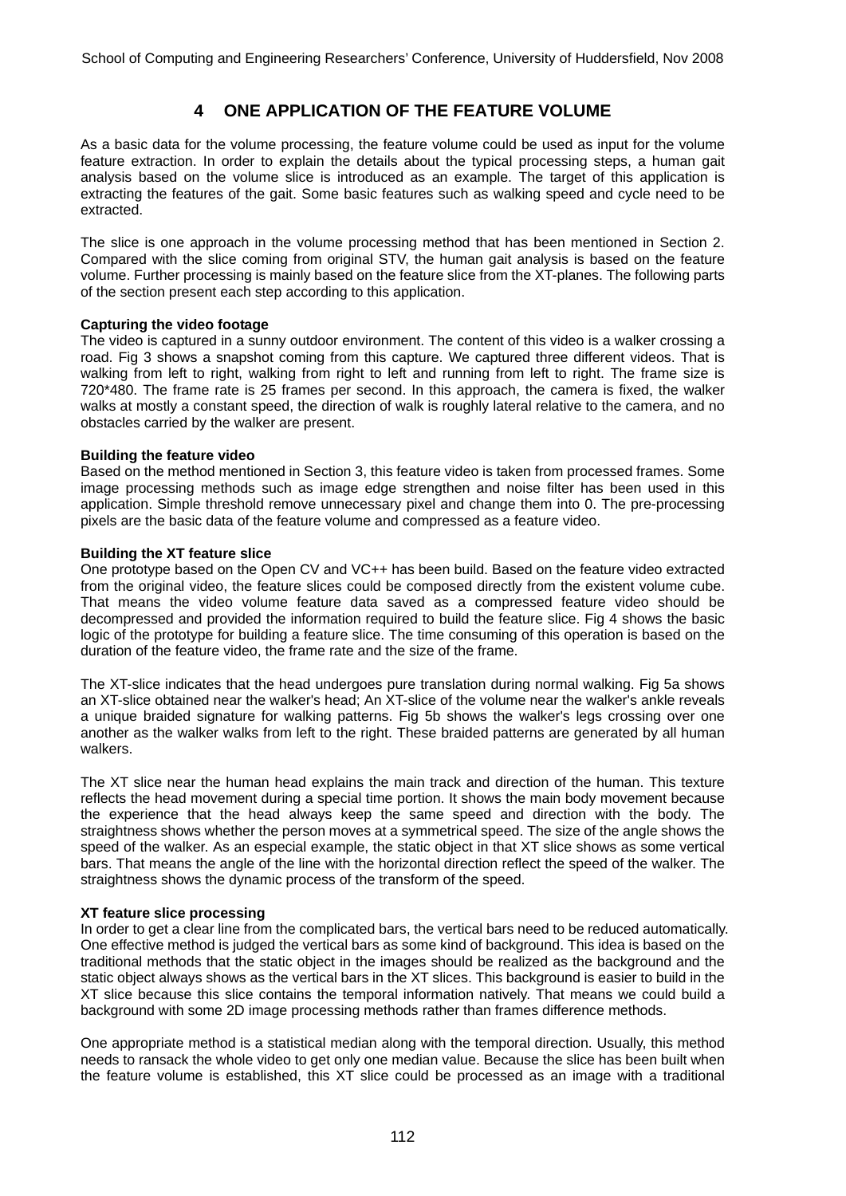## 4 ONE APPLICATION OF THE FEATURE VOLUME

As a basic data for the volume processing, the feature volume could be used as input for the volume feature extraction. In order to explain the details about the typical processing steps, a human gait analysis based on the volume slice is introduced as an example. The target of this application is extracting the features of the gait. Some basic features such as walking speed and cycle need to be extracted.

The slice is one approach in the volume processing method that has been mentioned in Section 2. Compared with the slice coming from original STV, the human gait analysis is based on the feature volume. Further processing is mainly based on the feature slice from the XT-planes. The following parts of the section present each step according to this application.

**Capturing the video footage**

The video is captured in a sunny outdoor environment. The content of this video is a walker crossing a road. Fig 3 shows a snapshot coming from this capture. We captured three different videos. That is walking from left to right, walking from right to left and running from left to right. The frame size is 720*480. The frame rate is 25 frames per second. In this approach, the camera is fixed, the walker walks at mostly a constant speed, the direction of walk is roughly lateral relative to the camera, and no obstacles carried by the walker are present.

**Building the feature video**

Based on the method mentioned in Section 3, this feature video is taken from processed frames. Some image processing methods such as image edge strengthen and noise filter has been used in this application. Simple threshold remove unnecessary pixel and change them into 0. The pre-processing pixels are the basic data of the feature volume and compressed as a feature video.

**Building the XT feature slice**

One prototype based on the Open CV and VC++ has been build. Based on the feature video extracted from the original video, the feature slices could be composed directly from the existent volume cube. That means the video volume feature data saved as a compressed feature video should be decompressed and provided the information required to build the feature slice. Fig 4 shows the basic logic of the prototype for building a feature slice. The time consuming of this operation is based on the duration of the feature video, the frame rate and the size of the frame.

The XT-slice indicates that the head undergoes pure translation during normal walking. Fig 5a shows an XT-slice obtained near the walker's head; An XT-slice of the volume near the walker's ankle reveals a unique braided signature for walking patterns. Fig 5b shows the walker's legs crossing over one another as the walker walks from left to the right. These braided patterns are generated by all human walkers.

The XT slice near the human head explains the main track and direction of the human. This texture reflects the head movement during a special time portion. It shows the main body movement because the experience that the head always keep the same speed and direction with the body. The straightness shows whether the person moves at a symmetrical speed. The size of the angle shows the speed of the walker. As an especial example, the static object in that XT slice shows as some vertical bars. That means the angle of the line with the horizontal direction reflect the speed of the walker. The straightness shows the dynamic process of the transform of the speed.

**XT feature slice processing**

In order to get a clear line from the complicated bars, the vertical bars need to be reduced automatically. One effective method is judged the vertical bars as some kind of background. This idea is based on the traditional methods that the static object in the images should be realized as the background and the static object always shows as the vertical bars in the XT slices. This background is easier to build in the XT slice because this slice contains the temporal information natively. That means we could build a background with some 2D image processing methods rather than frames difference methods.

One appropriate method is a statistical median along with the temporal direction. Usually, this method needs to ransack the whole video to get only one median value. Because the slice has been built when the feature volume is established, this XT slice could be processed as an image with a traditional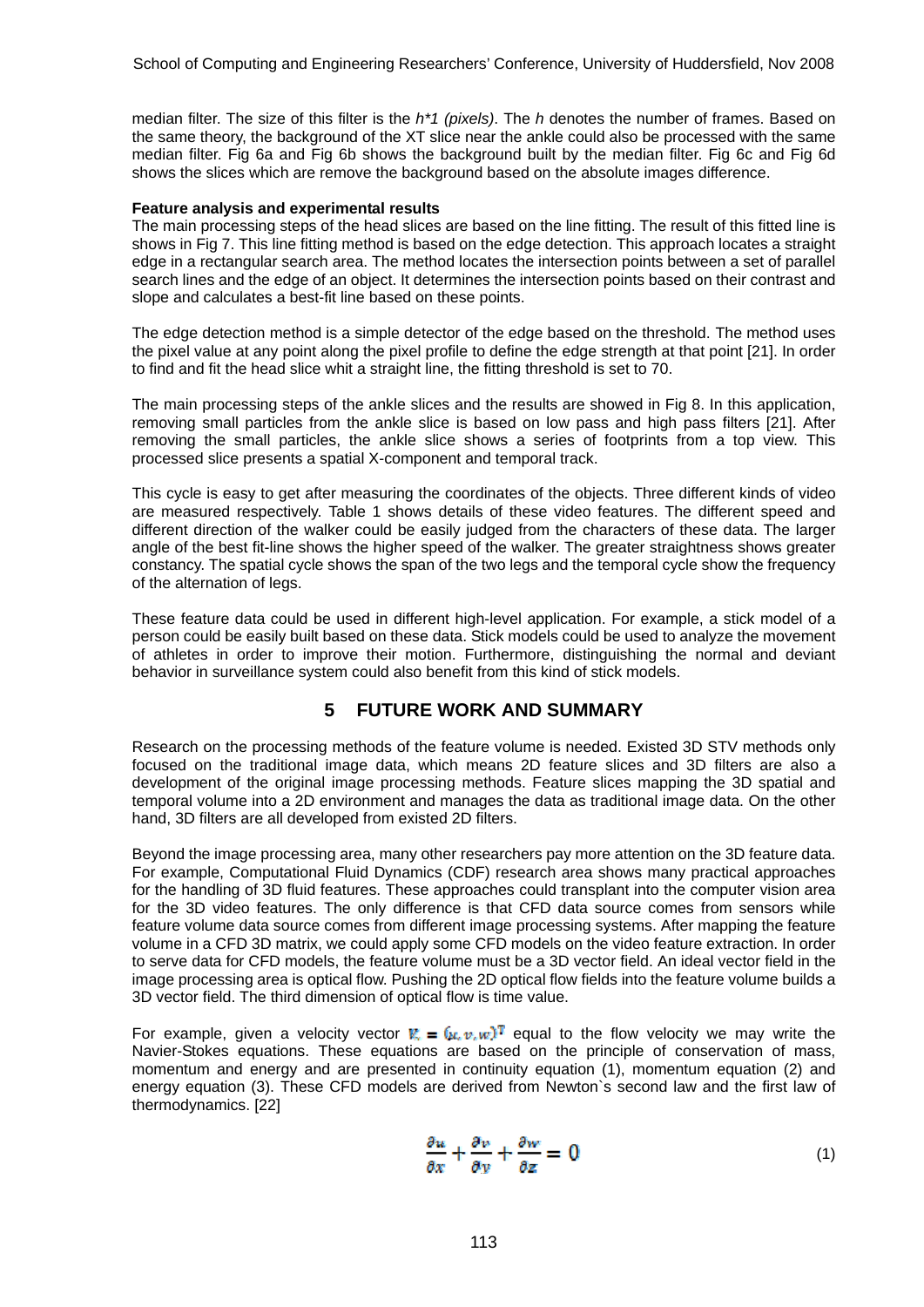median filter. The size of this filter is the *h*1 (pixels)*. The *h* denotes the number of frames. Based on the same theory, the background of the XT slice near the ankle could also be processed with the same median filter. Fig 6a and Fig 6b shows the background built by the median filter. Fig 6c and Fig 6d shows the slices which are remove the background based on the absolute images difference.

**Feature analysis and experimental results**

The main processing steps of the head slices are based on the line fitting. The result of this fitted line is shows in Fig 7. This line fitting method is based on the edge detection. This approach locates a straight edge in a rectangular search area. The method locates the intersection points between a set of parallel search lines and the edge of an object. It determines the intersection points based on their contrast and slope and calculates a best-fit line based on these points.

The edge detection method is a simple detector of the edge based on the threshold. The method uses the pixel value at any point along the pixel profile to define the edge strength at that point [21]. In order to find and fit the head slice whit a straight line, the fitting threshold is set to 70.

The main processing steps of the ankle slices and the results are showed in Fig 8. In this application, removing small particles from the ankle slice is based on low pass and high pass filters [21]. After removing the small particles, the ankle slice shows a series of footprints from a top view. This processed slice presents a spatial X-component and temporal track.

This cycle is easy to get after measuring the coordinates of the objects. Three different kinds of video are measured respectively. Table 1 shows details of these video features. The different speed and different direction of the walker could be easily judged from the characters of these data. The larger angle of the best fit-line shows the higher speed of the walker. The greater straightness shows greater constancy. The spatial cycle shows the span of the two legs and the temporal cycle show the frequency of the alternation of legs.

These feature data could be used in different high-level application. For example, a stick model of a person could be easily built based on these data. Stick models could be used to analyze the movement of athletes in order to improve their motion. Furthermore, distinguishing the normal and deviant behavior in surveillance system could also benefit from this kind of stick models.

## 5 FUTURE WORK AND SUMMARY

Research on the processing methods of the feature volume is needed. Existed 3D STV methods only focused on the traditional image data, which means 2D feature slices and 3D filters are also a development of the original image processing methods. Feature slices mapping the 3D spatial and temporal volume into a 2D environment and manages the data as traditional image data. On the other hand, 3D filters are all developed from existed 2D filters.

Beyond the image processing area, many other researchers pay more attention on the 3D feature data. For example, Computational Fluid Dynamics (CDF) research area shows many practical approaches for the handling of 3D fluid features. These approaches could transplant into the computer vision area for the 3D video features. The only difference is that CFD data source comes from sensors while feature volume data source comes from different image processing systems. After mapping the feature volume in a CFD 3D matrix, we could apply some CFD models on the video feature extraction. In order to serve data for CFD models, the feature volume must be a 3D vector field. An ideal vector field in the image processing area is optical flow. Pushing the 2D optical flow fields into the feature volume builds a 3D vector field. The third dimension of optical flow is time value.

For example, given a velocity vector $\mathbf{V} = (u, v, w)^T$ equal to the flow velocity we may write the Navier-Stokes equations. These equations are based on the principle of conservation of mass, momentum and energy and are presented in continuity equation (1), momentum equation (2) and energy equation (3). These CFD models are derived from Newton`s second law and the first law of thermodynamics. [22]

$$\frac{\partial u}{\partial x} + \frac{\partial v}{\partial y} + \frac{\partial w}{\partial z} = 0 \tag{1}$$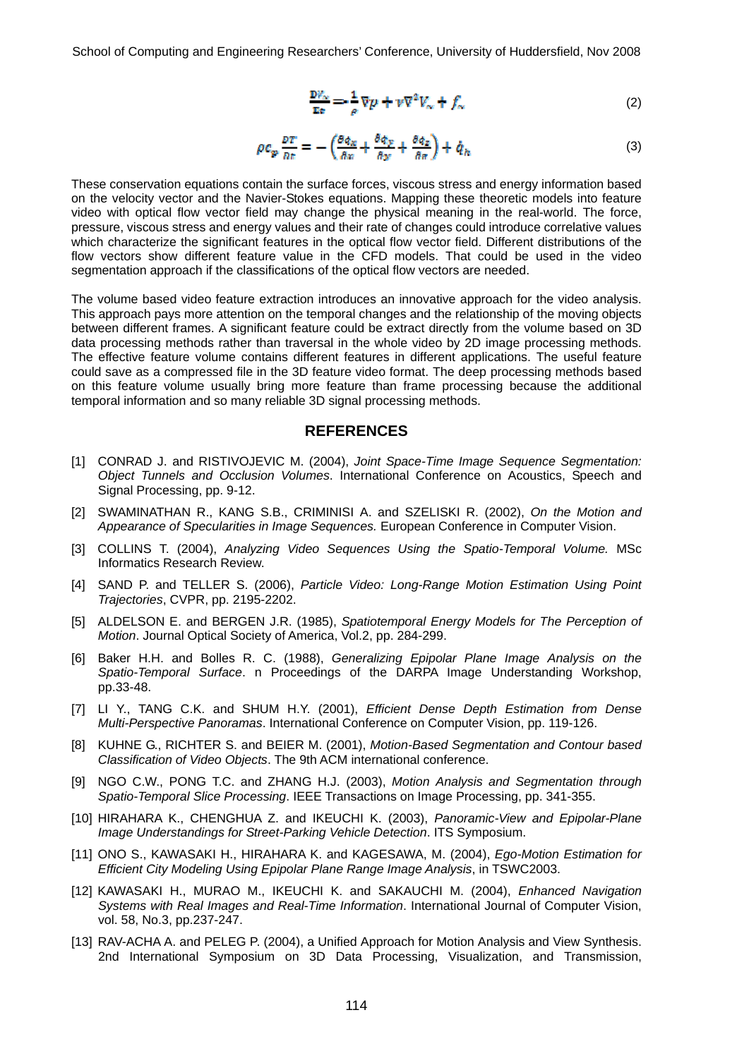$$\frac{DV_x}{Dt} = -\frac{1}{\rho}\nabla p + \nu\nabla^2 V_x + f_x \tag{2}$$

$$\rho c_p \frac{DT}{Dt} = -\left(\frac{\partial \phi_x}{\partial x} + \frac{\partial \phi_y}{\partial y} + \frac{\partial \phi_z}{\partial z}\right) + \dot{q}_h \tag{3}$$

These conservation equations contain the surface forces, viscous stress and energy information based on the velocity vector and the Navier-Stokes equations. Mapping these theoretic models into feature video with optical flow vector field may change the physical meaning in the real-world. The force, pressure, viscous stress and energy values and their rate of changes could introduce correlative values which characterize the significant features in the optical flow vector field. Different distributions of the flow vectors show different feature value in the CFD models. That could be used in the video segmentation approach if the classifications of the optical flow vectors are needed.

The volume based video feature extraction introduces an innovative approach for the video analysis. This approach pays more attention on the temporal changes and the relationship of the moving objects between different frames. A significant feature could be extract directly from the volume based on 3D data processing methods rather than traversal in the whole video by 2D image processing methods. The effective feature volume contains different features in different applications. The useful feature could save as a compressed file in the 3D feature video format. The deep processing methods based on this feature volume usually bring more feature than frame processing because the additional temporal information and so many reliable 3D signal processing methods.

## REFERENCES

[1] CONRAD J. and RISTIVOJEVIC M. (2004), *Joint Space-Time Image Sequence Segmentation: Object Tunnels and Occlusion Volumes*. International Conference on Acoustics, Speech and Signal Processing, pp. 9-12.

[2] SWAMINATHAN R., KANG S.B., CRIMINISI A. and SZELISKI R. (2002), *On the Motion and Appearance of Specularities in Image Sequences.* European Conference in Computer Vision.

[3] COLLINS T. (2004), *Analyzing Video Sequences Using the Spatio-Temporal Volume.* MSc Informatics Research Review.

[4] SAND P. and TELLER S. (2006), *Particle Video: Long-Range Motion Estimation Using Point Trajectories*, CVPR, pp. 2195-2202.

[5] ALDELSON E. and BERGEN J.R. (1985), *Spatiotemporal Energy Models for The Perception of Motion*. Journal Optical Society of America, Vol.2, pp. 284-299.

[6] Baker H.H. and Bolles R. C. (1988), *Generalizing Epipolar Plane Image Analysis on the Spatio-Temporal Surface*. n Proceedings of the DARPA Image Understanding Workshop, pp.33-48.

[7] LI Y., TANG C.K. and SHUM H.Y. (2001), *Efficient Dense Depth Estimation from Dense Multi-Perspective Panoramas*. International Conference on Computer Vision, pp. 119-126.

[8] KUHNE G., RICHTER S. and BEIER M. (2001), *Motion-Based Segmentation and Contour based Classification of Video Objects*. The 9th ACM international conference.

[9] NGO C.W., PONG T.C. and ZHANG H.J. (2003), *Motion Analysis and Segmentation through Spatio-Temporal Slice Processing*. IEEE Transactions on Image Processing, pp. 341-355.

[10] HIRAHARA K., CHENGHUA Z. and IKEUCHI K. (2003), *Panoramic-View and Epipolar-Plane Image Understandings for Street-Parking Vehicle Detection*. ITS Symposium.

[11] ONO S., KAWASAKI H., HIRAHARA K. and KAGESAWA, M. (2004), *Ego-Motion Estimation for Efficient City Modeling Using Epipolar Plane Range Image Analysis*, in TSWC2003.

[12] KAWASAKI H., MURAO M., IKEUCHI K. and SAKAUCHI M. (2004), *Enhanced Navigation Systems with Real Images and Real-Time Information*. International Journal of Computer Vision, vol. 58, No.3, pp.237-247.

[13] RAV-ACHA A. and PELEG P. (2004), a Unified Approach for Motion Analysis and View Synthesis. 2nd International Symposium on 3D Data Processing, Visualization, and Transmission,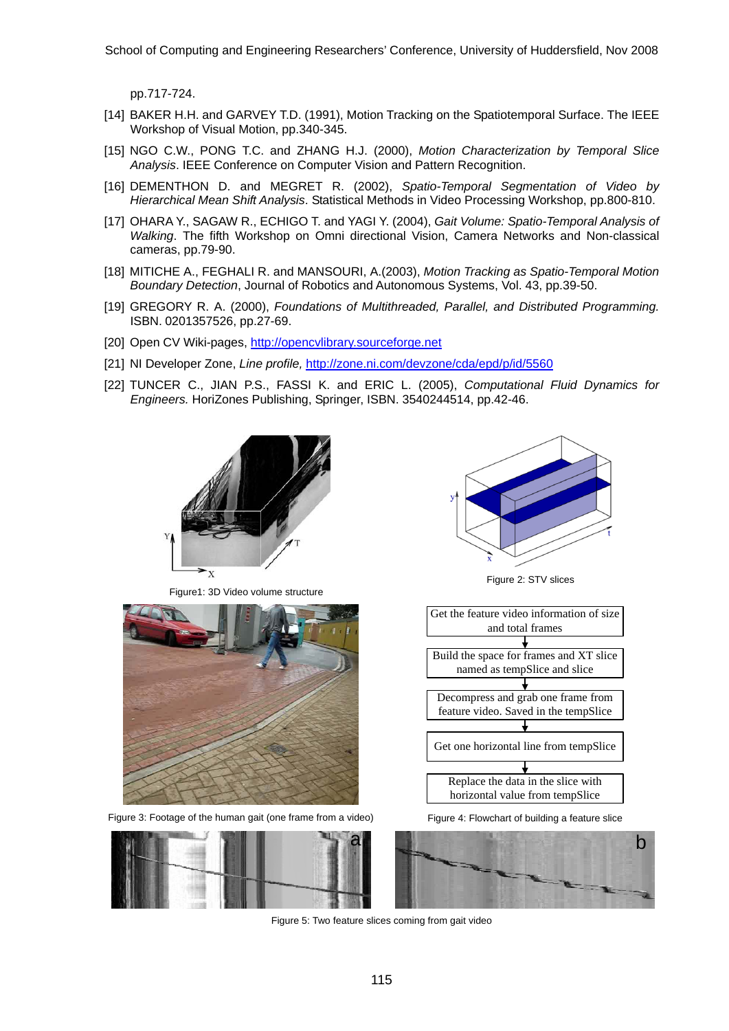pp.717-724.

[14] BAKER H.H. and GARVEY T.D. (1991), Motion Tracking on the Spatiotemporal Surface. The IEEE Workshop of Visual Motion, pp.340-345.

[15] NGO C.W., PONG T.C. and ZHANG H.J. (2000), *Motion Characterization by Temporal Slice Analysis*. IEEE Conference on Computer Vision and Pattern Recognition.

[16] DEMENTHON D. and MEGRET R. (2002), *Spatio-Temporal Segmentation of Video by Hierarchical Mean Shift Analysis*. Statistical Methods in Video Processing Workshop, pp.800-810.

[17] OHARA Y., SAGAW R., ECHIGO T. and YAGI Y. (2004), *Gait Volume: Spatio-Temporal Analysis of Walking*. The fifth Workshop on Omni directional Vision, Camera Networks and Non-classical cameras, pp.79-90.

[18] MITICHE A., FEGHALI R. and MANSOURI, A.(2003), *Motion Tracking as Spatio-Temporal Motion Boundary Detection*, Journal of Robotics and Autonomous Systems, Vol. 43, pp.39-50.

[19] GREGORY R. A. (2000), *Foundations of Multithreaded, Parallel, and Distributed Programming.* ISBN. 0201357526, pp.27-69.

[20] Open CV Wiki-pages, http://opencvlibrary.sourceforge.net

[21] NI Developer Zone, *Line profile,* http://zone.ni.com/devzone/cda/epd/p/id/5560

[22] TUNCER C., JIAN P.S., FASSI K. and ERIC L. (2005), *Computational Fluid Dynamics for Engineers.* HoriZones Publishing, Springer, ISBN. 3540244514, pp.42-46.

Figure1: 3D Video volume structure

Figure 2: STV slices

Figure 3: Footage of the human gait (one frame from a video)

Get the feature video information of size and total frames
↓
Build the space for frames and XT slice named as tempSlice and slice
↓
Decompress and grab one frame from feature video. Saved in the tempSlice
↓
Get one horizontal line from tempSlice
↓
Replace the data in the slice with horizontal value from tempSlice

Figure 4: Flowchart of building a feature slice

Figure 5: Two feature slices coming from gait video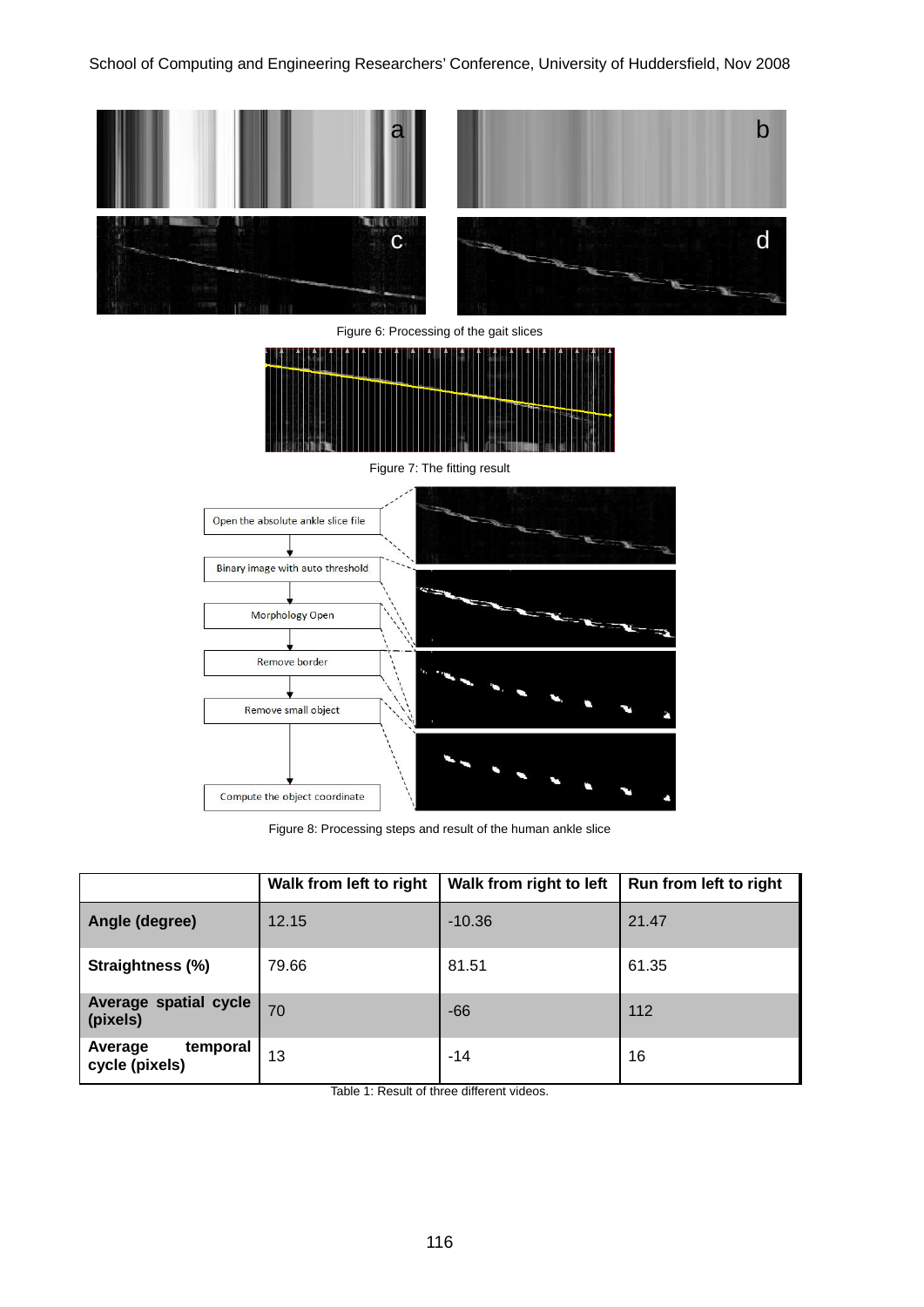a

b

c

d

Figure 6: Processing of the gait slices

Figure 7: The fitting result

Open the absolute ankle slice file

Binary image with auto threshold

Morphology Open

Remove border

Remove small object

Compute the object coordinate

Figure 8: Processing steps and result of the human ankle slice

| | Walk from left to right | Walk from right to left | Run from left to right |
|---|---|---|---|
| **Angle (degree)** | 12.15 | -10.36 | 21.47 |
| **Straightness (%)** | 79.66 | 81.51 | 61.35 |
| **Average spatial cycle (pixels)** | 70 | -66 | 112 |
| **Average temporal cycle (pixels)** | 13 | -14 | 16 |

Table 1: Result of three different videos.